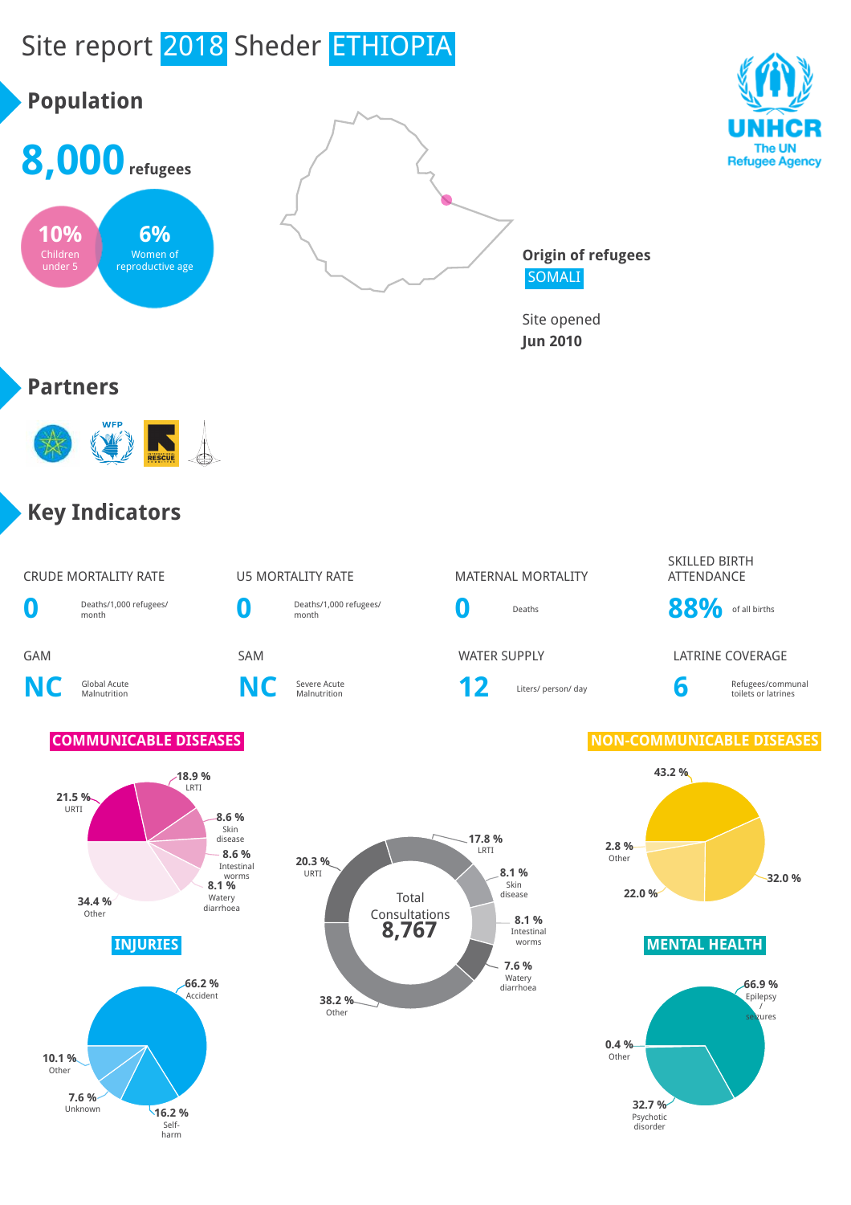# Site report 2018 Sheder ETHIOPIA

## Population

**8,000** refugees

**10%** Children under 5

**6%** Women of reproductive age

**Origin of refugees**
SOMALI

Site opened
**Jun 2010**

## Partners

## Key Indicators

| Indicator | Value | Unit |
|---|---|---|
| CRUDE MORTALITY RATE | 0 | Deaths/1,000 refugees/month |
| U5 MORTALITY RATE | 0 | Deaths/1,000 refugees/month |
| MATERNAL MORTALITY | 0 | Deaths |
| SKILLED BIRTH ATTENDANCE | 88% | of all births |
| GAM | NC | Global Acute Malnutrition |
| SAM | NC | Severe Acute Malnutrition |
| WATER SUPPLY | 12 | Liters/ person/ day |
| LATRINE COVERAGE | 6 | Refugees/communal toilets or latrines |

### COMMUNICABLE DISEASES

| Disease | % |
|---|---|
| URTI | 21.5 % |
| LRTI | 18.9 % |
| Skin disease | 8.6 % |
| Intestinal worms | 8.6 % |
| Watery diarrhoea | 8.1 % |
| Other | 34.4 % |

### Total Consultations 8,767

| Category | % |
|---|---|
| URTI | 20.3 % |
| LRTI | 17.8 % |
| Skin disease | 8.1 % |
| Intestinal worms | 8.1 % |
| Watery diarrhoea | 7.6 % |
| Other | 38.2 % |

### NON-COMMUNICABLE DISEASES

| % |
|---|
| 43.2 % |
| 32.0 % |
| 22.0 % |
| 2.8 % Other |

### INJURIES

| Category | % |
|---|---|
| Accident | 66.2 % |
| Self-harm | 16.2 % |
| Unknown | 7.6 % |
| Other | 10.1 % |

### MENTAL HEALTH

| Category | % |
|---|---|
| Epilepsy / seizures | 66.9 % |
| Psychotic disorder | 32.7 % |
| Other | 0.4 % |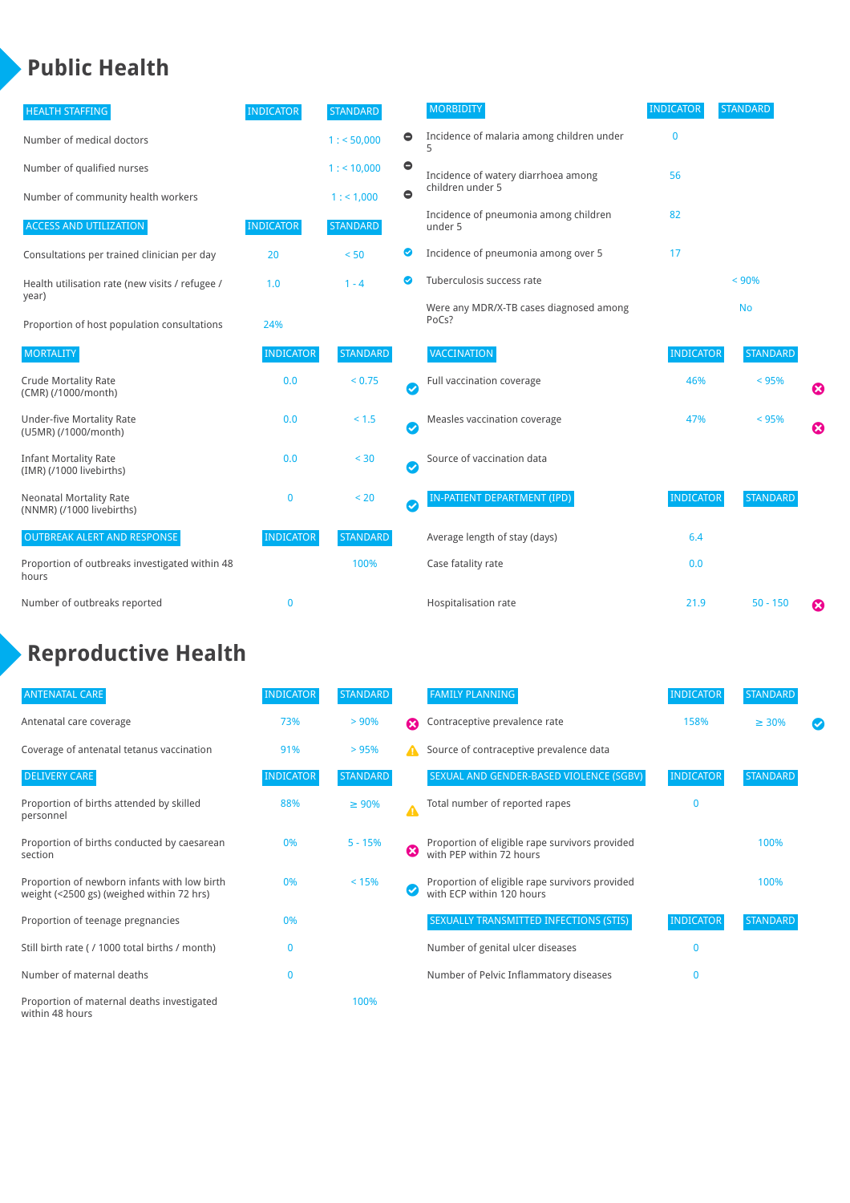# Public Health

| HEALTH STAFFING | INDICATOR | STANDARD |
|---|---|---|
| Number of medical doctors | | 1 : < 50,000 |
| Number of qualified nurses | | 1 : < 10,000 |
| Number of community health workers | | 1 : < 1,000 |

| ACCESS AND UTILIZATION | INDICATOR | STANDARD |
|---|---|---|
| Consultations per trained clinician per day | 20 | < 50 |
| Health utilisation rate (new visits / refugee / year) | 1.0 | 1 - 4 |
| Proportion of host population consultations | 24% | |

| MORTALITY | INDICATOR | STANDARD |
|---|---|---|
| Crude Mortality Rate (CMR) (/1000/month) | 0.0 | < 0.75 |
| Under-five Mortality Rate (U5MR) (/1000/month) | 0.0 | < 1.5 |
| Infant Mortality Rate (IMR) (/1000 livebirths) | 0.0 | < 30 |
| Neonatal Mortality Rate (NNMR) (/1000 livebirths) | 0 | < 20 |

| OUTBREAK ALERT AND RESPONSE | INDICATOR | STANDARD |
|---|---|---|
| Proportion of outbreaks investigated within 48 hours | | 100% |
| Number of outbreaks reported | 0 | |

| MORBIDITY | INDICATOR | STANDARD |
|---|---|---|
| Incidence of malaria among children under 5 | 0 | |
| Incidence of watery diarrhoea among children under 5 | 56 | |
| Incidence of pneumonia among children under 5 | 82 | |
| Incidence of pneumonia among over 5 | 17 | |
| Tuberculosis success rate | | < 90% |
| Were any MDR/X-TB cases diagnosed among PoCs? | | No |

| VACCINATION | INDICATOR | STANDARD |
|---|---|---|
| Full vaccination coverage | 46% | < 95% |
| Measles vaccination coverage | 47% | < 95% |
| Source of vaccination data | | |

| IN-PATIENT DEPARTMENT (IPD) | INDICATOR | STANDARD |
|---|---|---|
| Average length of stay (days) | 6.4 | |
| Case fatality rate | 0.0 | |
| Hospitalisation rate | 21.9 | 50 - 150 |

# Reproductive Health

| ANTENATAL CARE | INDICATOR | STANDARD |
|---|---|---|
| Antenatal care coverage | 73% | > 90% |
| Coverage of antenatal tetanus vaccination | 91% | > 95% |

| DELIVERY CARE | INDICATOR | STANDARD |
|---|---|---|
| Proportion of births attended by skilled personnel | 88% | ≥ 90% |
| Proportion of births conducted by caesarean section | 0% | 5 - 15% |
| Proportion of newborn infants with low birth weight (<2500 gs) (weighed within 72 hrs) | 0% | < 15% |
| Proportion of teenage pregnancies | 0% | |
| Still birth rate ( / 1000 total births / month) | 0 | |
| Number of maternal deaths | 0 | |
| Proportion of maternal deaths investigated within 48 hours | | 100% |

| FAMILY PLANNING | INDICATOR | STANDARD |
|---|---|---|
| Contraceptive prevalence rate | 158% | ≥ 30% |
| Source of contraceptive prevalence data | | |

| SEXUAL AND GENDER-BASED VIOLENCE (SGBV) | INDICATOR | STANDARD |
|---|---|---|
| Total number of reported rapes | 0 | |
| Proportion of eligible rape survivors provided with PEP within 72 hours | | 100% |
| Proportion of eligible rape survivors provided with ECP within 120 hours | | 100% |

| SEXUALLY TRANSMITTED INFECTIONS (STIS) | INDICATOR | STANDARD |
|---|---|---|
| Number of genital ulcer diseases | 0 | |
| Number of Pelvic Inflammatory diseases | 0 | |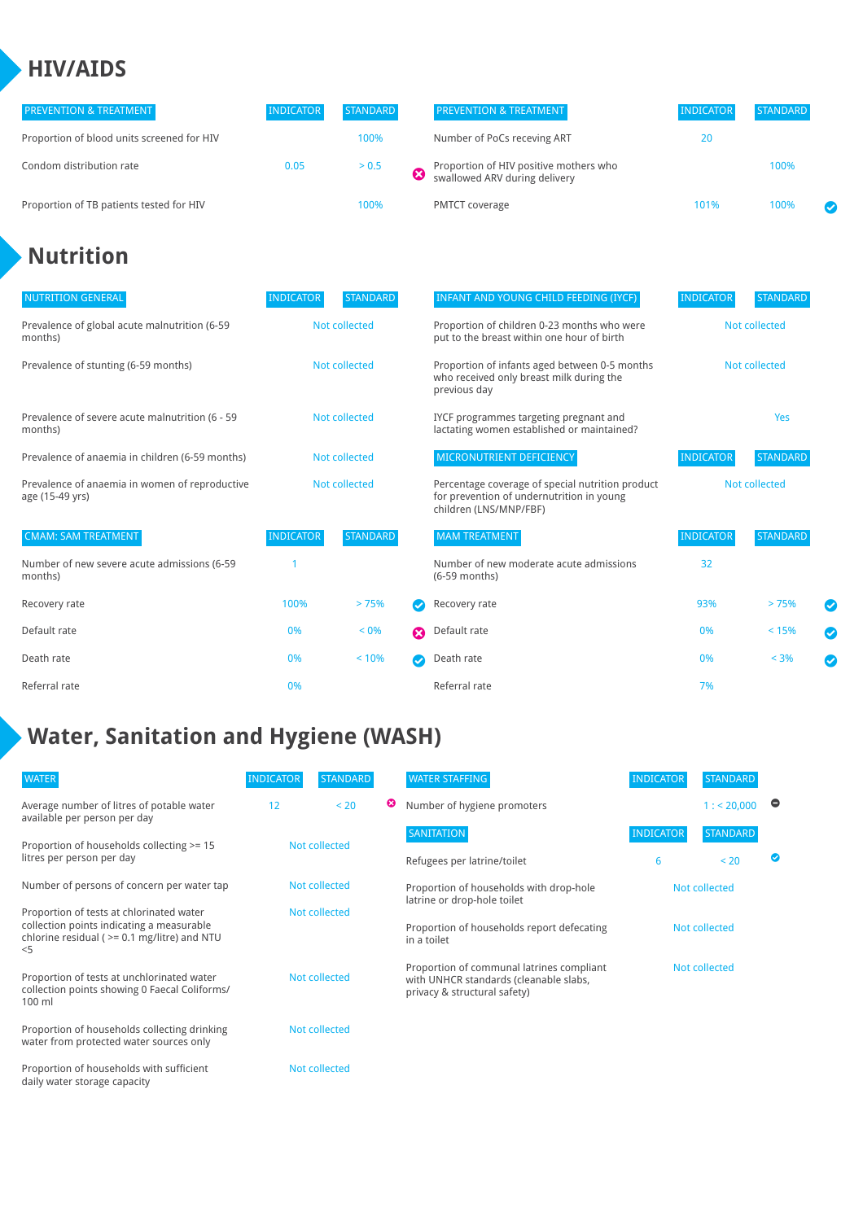# HIV/AIDS

| PREVENTION & TREATMENT | INDICATOR | STANDARD | |
|---|---|---|---|
| Proportion of blood units screened for HIV | | 100% | |
| Condom distribution rate | 0.05 | > 0.5 | ✗ |
| Proportion of TB patients tested for HIV | | 100% | |

| PREVENTION & TREATMENT | INDICATOR | STANDARD | |
|---|---|---|---|
| Number of PoCs receving ART | 20 | | |
| Proportion of HIV positive mothers who swallowed ARV during delivery | | 100% | |
| PMTCT coverage | 101% | 100% | ✓ |

# Nutrition

| NUTRITION GENERAL | INDICATOR | STANDARD |
|---|---|---|
| Prevalence of global acute malnutrition (6-59 months) | Not collected | |
| Prevalence of stunting (6-59 months) | Not collected | |
| Prevalence of severe acute malnutrition (6 - 59 months) | Not collected | |
| Prevalence of anaemia in children (6-59 months) | Not collected | |
| Prevalence of anaemia in women of reproductive age (15-49 yrs) | Not collected | |

| INFANT AND YOUNG CHILD FEEDING (IYCF) | INDICATOR | STANDARD |
|---|---|---|
| Proportion of children 0-23 months who were put to the breast within one hour of birth | Not collected | |
| Proportion of infants aged between 0-5 months who received only breast milk during the previous day | Not collected | |
| IYCF programmes targeting pregnant and lactating women established or maintained? | | Yes |

| MICRONUTRIENT DEFICIENCY | INDICATOR | STANDARD |
|---|---|---|
| Percentage coverage of special nutrition product for prevention of undernutrition in young children (LNS/MNP/FBF) | Not collected | |

| CMAM: SAM TREATMENT | INDICATOR | STANDARD | |
|---|---|---|---|
| Number of new severe acute admissions (6-59 months) | 1 | | |
| Recovery rate | 100% | > 75% | ✓ |
| Default rate | 0% | < 0% | ✗ |
| Death rate | 0% | < 10% | ✓ |
| Referral rate | 0% | | |

| MAM TREATMENT | INDICATOR | STANDARD | |
|---|---|---|---|
| Number of new moderate acute admissions (6-59 months) | 32 | | |
| Recovery rate | 93% | > 75% | ✓ |
| Default rate | 0% | < 15% | ✓ |
| Death rate | 0% | < 3% | ✓ |
| Referral rate | 7% | | |

# Water, Sanitation and Hygiene (WASH)

| WATER | INDICATOR | STANDARD | |
|---|---|---|---|
| Average number of litres of potable water available per person per day | 12 | < 20 | ✗ |
| Proportion of households collecting >= 15 litres per person per day | Not collected | | |
| Number of persons of concern per water tap | Not collected | | |
| Proportion of tests at chlorinated water collection points indicating a measurable chlorine residual ( >= 0.1 mg/litre) and NTU <5 | Not collected | | |
| Proportion of tests at unchlorinated water collection points showing 0 Faecal Coliforms/ 100 ml | Not collected | | |
| Proportion of households collecting drinking water from protected water sources only | Not collected | | |
| Proportion of households with sufficient daily water storage capacity | Not collected | | |

| WATER STAFFING | INDICATOR | STANDARD | |
|---|---|---|---|
| Number of hygiene promoters | | 1 : < 20,000 | ⊖ |

| SANITATION | INDICATOR | STANDARD | |
|---|---|---|---|
| Refugees per latrine/toilet | 6 | < 20 | ✓ |
| Proportion of households with drop-hole latrine or drop-hole toilet | Not collected | | |
| Proportion of households report defecating in a toilet | Not collected | | |
| Proportion of communal latrines compliant with UNHCR standards (cleanable slabs, privacy & structural safety) | Not collected | | |